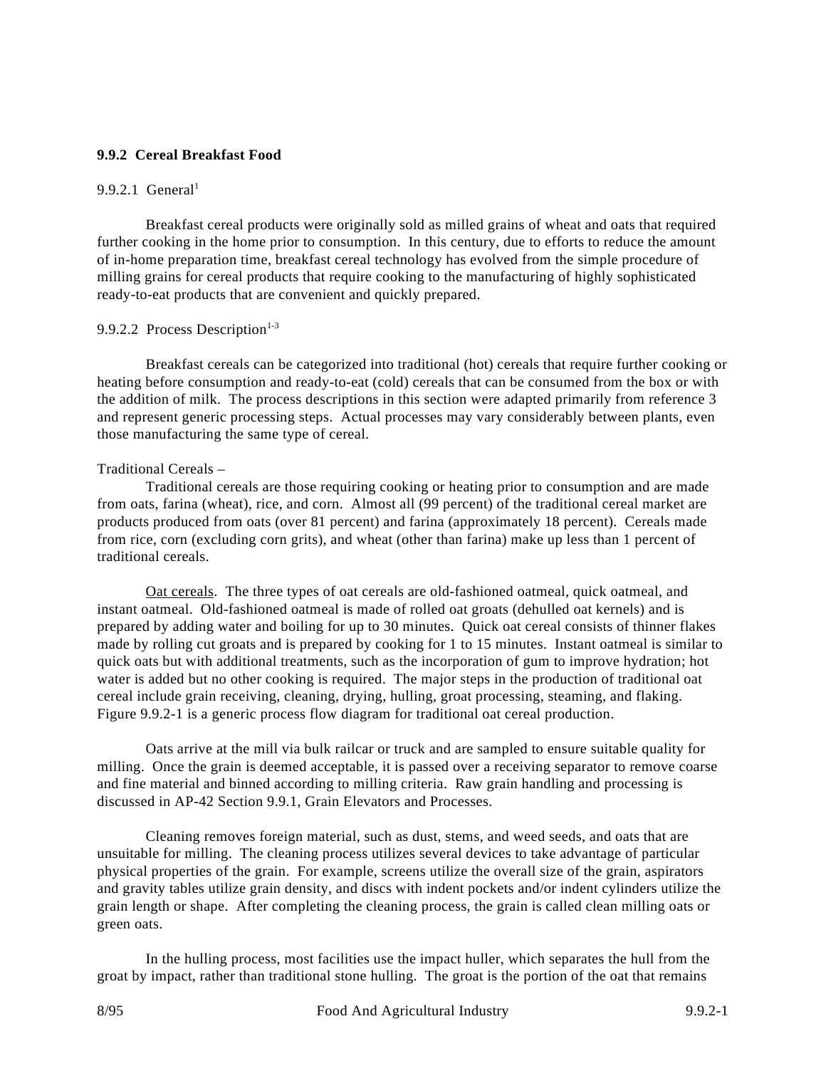## 9.9.2 Cereal Breakfast Food

### 9.9.2.1 General[1]

Breakfast cereal products were originally sold as milled grains of wheat and oats that required further cooking in the home prior to consumption. In this century, due to efforts to reduce the amount of in-home preparation time, breakfast cereal technology has evolved from the simple procedure of milling grains for cereal products that require cooking to the manufacturing of highly sophisticated ready-to-eat products that are convenient and quickly prepared.

### 9.9.2.2 Process Description[1-3]

Breakfast cereals can be categorized into traditional (hot) cereals that require further cooking or heating before consumption and ready-to-eat (cold) cereals that can be consumed from the box or with the addition of milk. The process descriptions in this section were adapted primarily from reference 3 and represent generic processing steps. Actual processes may vary considerably between plants, even those manufacturing the same type of cereal.

Traditional Cereals –

Traditional cereals are those requiring cooking or heating prior to consumption and are made from oats, farina (wheat), rice, and corn. Almost all (99 percent) of the traditional cereal market are products produced from oats (over 81 percent) and farina (approximately 18 percent). Cereals made from rice, corn (excluding corn grits), and wheat (other than farina) make up less than 1 percent of traditional cereals.

<u>Oat cereals</u>. The three types of oat cereals are old-fashioned oatmeal, quick oatmeal, and instant oatmeal. Old-fashioned oatmeal is made of rolled oat groats (dehulled oat kernels) and is prepared by adding water and boiling for up to 30 minutes. Quick oat cereal consists of thinner flakes made by rolling cut groats and is prepared by cooking for 1 to 15 minutes. Instant oatmeal is similar to quick oats but with additional treatments, such as the incorporation of gum to improve hydration; hot water is added but no other cooking is required. The major steps in the production of traditional oat cereal include grain receiving, cleaning, drying, hulling, groat processing, steaming, and flaking. Figure 9.9.2-1 is a generic process flow diagram for traditional oat cereal production.

Oats arrive at the mill via bulk railcar or truck and are sampled to ensure suitable quality for milling. Once the grain is deemed acceptable, it is passed over a receiving separator to remove coarse and fine material and binned according to milling criteria. Raw grain handling and processing is discussed in AP-42 Section 9.9.1, Grain Elevators and Processes.

Cleaning removes foreign material, such as dust, stems, and weed seeds, and oats that are unsuitable for milling. The cleaning process utilizes several devices to take advantage of particular physical properties of the grain. For example, screens utilize the overall size of the grain, aspirators and gravity tables utilize grain density, and discs with indent pockets and/or indent cylinders utilize the grain length or shape. After completing the cleaning process, the grain is called clean milling oats or green oats.

In the hulling process, most facilities use the impact huller, which separates the hull from the groat by impact, rather than traditional stone hulling. The groat is the portion of the oat that remains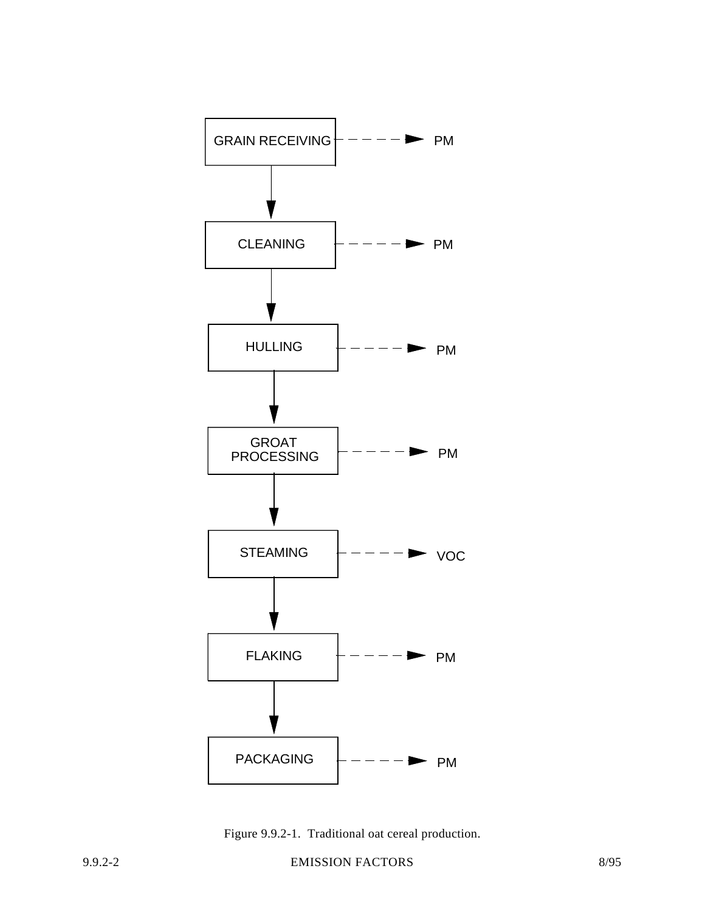GRAIN RECEIVING → PM

CLEANING → PM

HULLING → PM

GROAT PROCESSING → PM

STEAMING → VOC

FLAKING → PM

PACKAGING → PM

Figure 9.9.2-1. Traditional oat cereal production.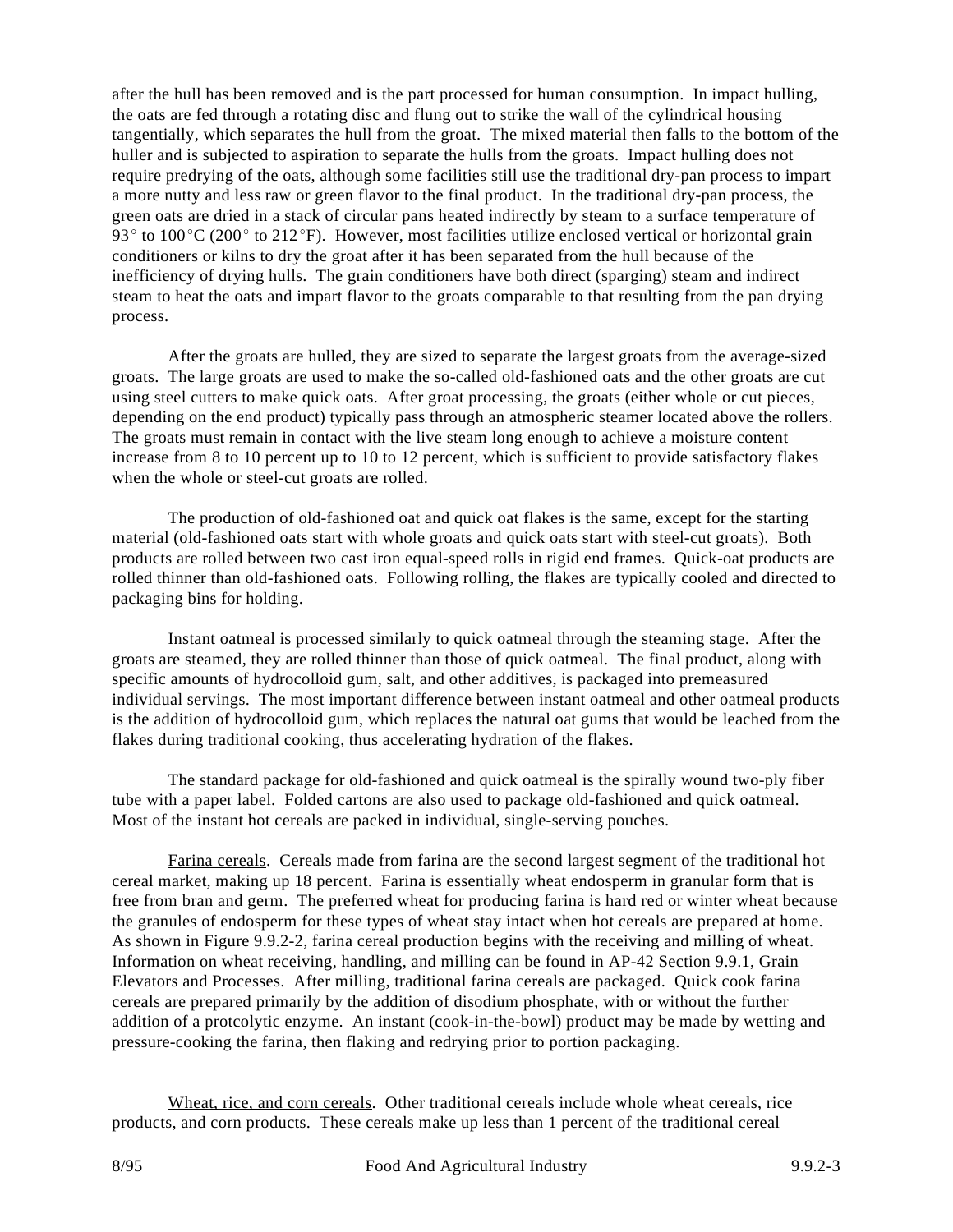after the hull has been removed and is the part processed for human consumption. In impact hulling, the oats are fed through a rotating disc and flung out to strike the wall of the cylindrical housing tangentially, which separates the hull from the groat. The mixed material then falls to the bottom of the huller and is subjected to aspiration to separate the hulls from the groats. Impact hulling does not require predrying of the oats, although some facilities still use the traditional dry-pan process to impart a more nutty and less raw or green flavor to the final product. In the traditional dry-pan process, the green oats are dried in a stack of circular pans heated indirectly by steam to a surface temperature of 93° to 100°C (200° to 212°F). However, most facilities utilize enclosed vertical or horizontal grain conditioners or kilns to dry the groat after it has been separated from the hull because of the inefficiency of drying hulls. The grain conditioners have both direct (sparging) steam and indirect steam to heat the oats and impart flavor to the groats comparable to that resulting from the pan drying process.

After the groats are hulled, they are sized to separate the largest groats from the average-sized groats. The large groats are used to make the so-called old-fashioned oats and the other groats are cut using steel cutters to make quick oats. After groat processing, the groats (either whole or cut pieces, depending on the end product) typically pass through an atmospheric steamer located above the rollers. The groats must remain in contact with the live steam long enough to achieve a moisture content increase from 8 to 10 percent up to 10 to 12 percent, which is sufficient to provide satisfactory flakes when the whole or steel-cut groats are rolled.

The production of old-fashioned oat and quick oat flakes is the same, except for the starting material (old-fashioned oats start with whole groats and quick oats start with steel-cut groats). Both products are rolled between two cast iron equal-speed rolls in rigid end frames. Quick-oat products are rolled thinner than old-fashioned oats. Following rolling, the flakes are typically cooled and directed to packaging bins for holding.

Instant oatmeal is processed similarly to quick oatmeal through the steaming stage. After the groats are steamed, they are rolled thinner than those of quick oatmeal. The final product, along with specific amounts of hydrocolloid gum, salt, and other additives, is packaged into premeasured individual servings. The most important difference between instant oatmeal and other oatmeal products is the addition of hydrocolloid gum, which replaces the natural oat gums that would be leached from the flakes during traditional cooking, thus accelerating hydration of the flakes.

The standard package for old-fashioned and quick oatmeal is the spirally wound two-ply fiber tube with a paper label. Folded cartons are also used to package old-fashioned and quick oatmeal. Most of the instant hot cereals are packed in individual, single-serving pouches.

Farina cereals. Cereals made from farina are the second largest segment of the traditional hot cereal market, making up 18 percent. Farina is essentially wheat endosperm in granular form that is free from bran and germ. The preferred wheat for producing farina is hard red or winter wheat because the granules of endosperm for these types of wheat stay intact when hot cereals are prepared at home. As shown in Figure 9.9.2-2, farina cereal production begins with the receiving and milling of wheat. Information on wheat receiving, handling, and milling can be found in AP-42 Section 9.9.1, Grain Elevators and Processes. After milling, traditional farina cereals are packaged. Quick cook farina cereals are prepared primarily by the addition of disodium phosphate, with or without the further addition of a protcolytic enzyme. An instant (cook-in-the-bowl) product may be made by wetting and pressure-cooking the farina, then flaking and redrying prior to portion packaging.

Wheat, rice, and corn cereals. Other traditional cereals include whole wheat cereals, rice products, and corn products. These cereals make up less than 1 percent of the traditional cereal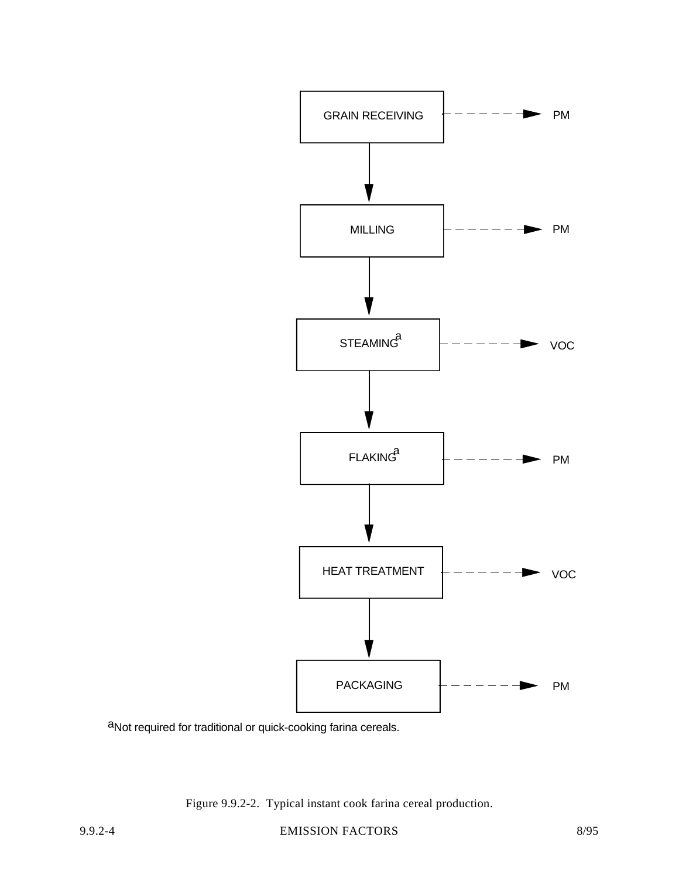GRAIN RECEIVING → PM

MILLING → PM

STEAMING[a] → VOC

FLAKING[a] → PM

HEAT TREATMENT → VOC

PACKAGING → PM

[a]Not required for traditional or quick-cooking farina cereals.

Figure 9.9.2-2. Typical instant cook farina cereal production.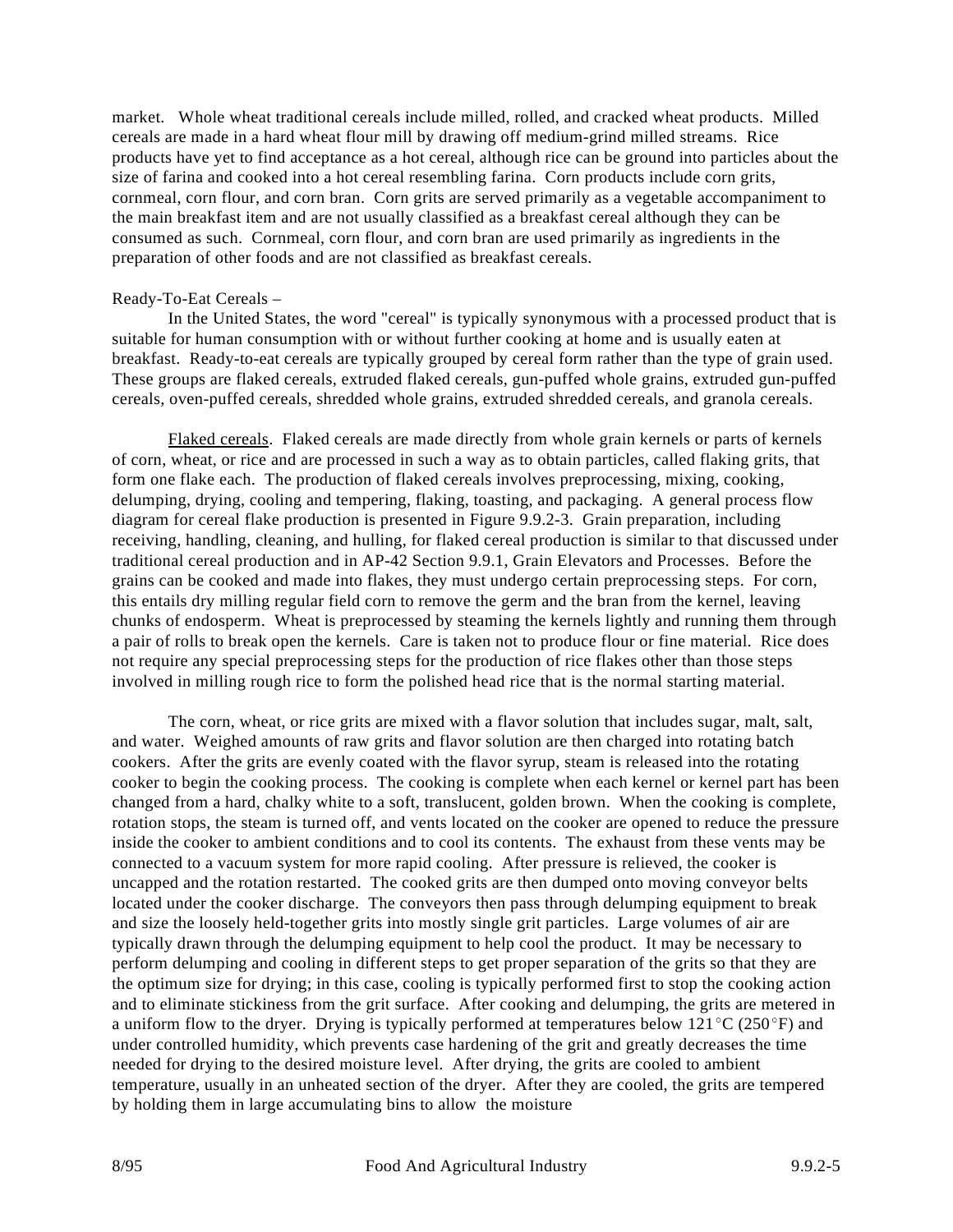market. Whole wheat traditional cereals include milled, rolled, and cracked wheat products. Milled cereals are made in a hard wheat flour mill by drawing off medium-grind milled streams. Rice products have yet to find acceptance as a hot cereal, although rice can be ground into particles about the size of farina and cooked into a hot cereal resembling farina. Corn products include corn grits, cornmeal, corn flour, and corn bran. Corn grits are served primarily as a vegetable accompaniment to the main breakfast item and are not usually classified as a breakfast cereal although they can be consumed as such. Cornmeal, corn flour, and corn bran are used primarily as ingredients in the preparation of other foods and are not classified as breakfast cereals.

Ready-To-Eat Cereals –

In the United States, the word "cereal" is typically synonymous with a processed product that is suitable for human consumption with or without further cooking at home and is usually eaten at breakfast. Ready-to-eat cereals are typically grouped by cereal form rather than the type of grain used. These groups are flaked cereals, extruded flaked cereals, gun-puffed whole grains, extruded gun-puffed cereals, oven-puffed cereals, shredded whole grains, extruded shredded cereals, and granola cereals.

Flaked cereals. Flaked cereals are made directly from whole grain kernels or parts of kernels of corn, wheat, or rice and are processed in such a way as to obtain particles, called flaking grits, that form one flake each. The production of flaked cereals involves preprocessing, mixing, cooking, delumping, drying, cooling and tempering, flaking, toasting, and packaging. A general process flow diagram for cereal flake production is presented in Figure 9.9.2-3. Grain preparation, including receiving, handling, cleaning, and hulling, for flaked cereal production is similar to that discussed under traditional cereal production and in AP-42 Section 9.9.1, Grain Elevators and Processes. Before the grains can be cooked and made into flakes, they must undergo certain preprocessing steps. For corn, this entails dry milling regular field corn to remove the germ and the bran from the kernel, leaving chunks of endosperm. Wheat is preprocessed by steaming the kernels lightly and running them through a pair of rolls to break open the kernels. Care is taken not to produce flour or fine material. Rice does not require any special preprocessing steps for the production of rice flakes other than those steps involved in milling rough rice to form the polished head rice that is the normal starting material.

The corn, wheat, or rice grits are mixed with a flavor solution that includes sugar, malt, salt, and water. Weighed amounts of raw grits and flavor solution are then charged into rotating batch cookers. After the grits are evenly coated with the flavor syrup, steam is released into the rotating cooker to begin the cooking process. The cooking is complete when each kernel or kernel part has been changed from a hard, chalky white to a soft, translucent, golden brown. When the cooking is complete, rotation stops, the steam is turned off, and vents located on the cooker are opened to reduce the pressure inside the cooker to ambient conditions and to cool its contents. The exhaust from these vents may be connected to a vacuum system for more rapid cooling. After pressure is relieved, the cooker is uncapped and the rotation restarted. The cooked grits are then dumped onto moving conveyor belts located under the cooker discharge. The conveyors then pass through delumping equipment to break and size the loosely held-together grits into mostly single grit particles. Large volumes of air are typically drawn through the delumping equipment to help cool the product. It may be necessary to perform delumping and cooling in different steps to get proper separation of the grits so that they are the optimum size for drying; in this case, cooling is typically performed first to stop the cooking action and to eliminate stickiness from the grit surface. After cooking and delumping, the grits are metered in a uniform flow to the dryer. Drying is typically performed at temperatures below 121°C (250°F) and under controlled humidity, which prevents case hardening of the grit and greatly decreases the time needed for drying to the desired moisture level. After drying, the grits are cooled to ambient temperature, usually in an unheated section of the dryer. After they are cooled, the grits are tempered by holding them in large accumulating bins to allow the moisture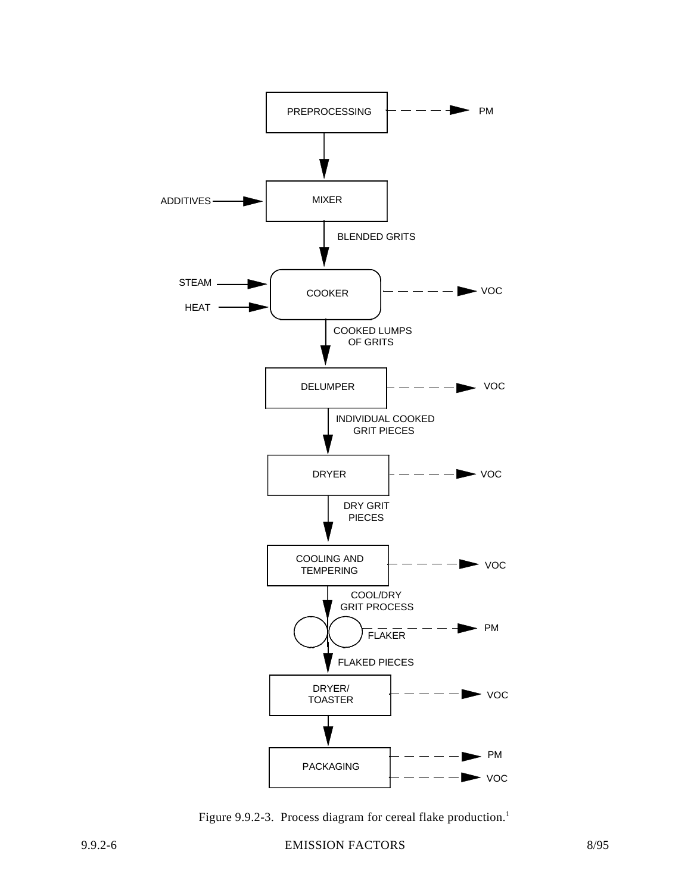PREPROCESSING → PM

↓

ADDITIVES → MIXER

↓ BLENDED GRITS

STEAM → COOKER → VOC

HEAT → COOKER

↓ COOKED LUMPS OF GRITS

DELUMPER → VOC

↓ INDIVIDUAL COOKED GRIT PIECES

DRYER → VOC

↓ DRY GRIT PIECES

COOLING AND TEMPERING → VOC

↓ COOL/DRY GRIT PROCESS

FLAKER → PM

↓ FLAKED PIECES

DRYER/ TOASTER → VOC

↓

PACKAGING → PM, VOC

Figure 9.9.2-3. Process diagram for cereal flake production.[1]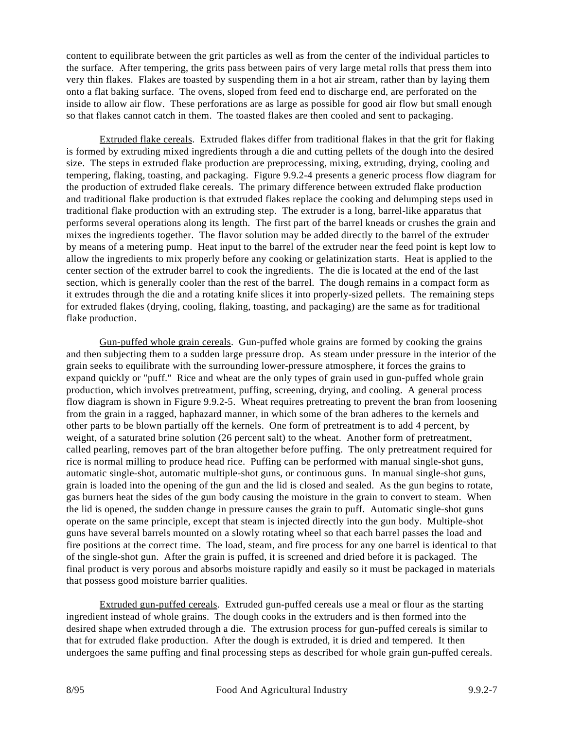content to equilibrate between the grit particles as well as from the center of the individual particles to the surface. After tempering, the grits pass between pairs of very large metal rolls that press them into very thin flakes. Flakes are toasted by suspending them in a hot air stream, rather than by laying them onto a flat baking surface. The ovens, sloped from feed end to discharge end, are perforated on the inside to allow air flow. These perforations are as large as possible for good air flow but small enough so that flakes cannot catch in them. The toasted flakes are then cooled and sent to packaging.

Extruded flake cereals. Extruded flakes differ from traditional flakes in that the grit for flaking is formed by extruding mixed ingredients through a die and cutting pellets of the dough into the desired size. The steps in extruded flake production are preprocessing, mixing, extruding, drying, cooling and tempering, flaking, toasting, and packaging. Figure 9.9.2-4 presents a generic process flow diagram for the production of extruded flake cereals. The primary difference between extruded flake production and traditional flake production is that extruded flakes replace the cooking and delumping steps used in traditional flake production with an extruding step. The extruder is a long, barrel-like apparatus that performs several operations along its length. The first part of the barrel kneads or crushes the grain and mixes the ingredients together. The flavor solution may be added directly to the barrel of the extruder by means of a metering pump. Heat input to the barrel of the extruder near the feed point is kept low to allow the ingredients to mix properly before any cooking or gelatinization starts. Heat is applied to the center section of the extruder barrel to cook the ingredients. The die is located at the end of the last section, which is generally cooler than the rest of the barrel. The dough remains in a compact form as it extrudes through the die and a rotating knife slices it into properly-sized pellets. The remaining steps for extruded flakes (drying, cooling, flaking, toasting, and packaging) are the same as for traditional flake production.

Gun-puffed whole grain cereals. Gun-puffed whole grains are formed by cooking the grains and then subjecting them to a sudden large pressure drop. As steam under pressure in the interior of the grain seeks to equilibrate with the surrounding lower-pressure atmosphere, it forces the grains to expand quickly or "puff." Rice and wheat are the only types of grain used in gun-puffed whole grain production, which involves pretreatment, puffing, screening, drying, and cooling. A general process flow diagram is shown in Figure 9.9.2-5. Wheat requires pretreating to prevent the bran from loosening from the grain in a ragged, haphazard manner, in which some of the bran adheres to the kernels and other parts to be blown partially off the kernels. One form of pretreatment is to add 4 percent, by weight, of a saturated brine solution (26 percent salt) to the wheat. Another form of pretreatment, called pearling, removes part of the bran altogether before puffing. The only pretreatment required for rice is normal milling to produce head rice. Puffing can be performed with manual single-shot guns, automatic single-shot, automatic multiple-shot guns, or continuous guns. In manual single-shot guns, grain is loaded into the opening of the gun and the lid is closed and sealed. As the gun begins to rotate, gas burners heat the sides of the gun body causing the moisture in the grain to convert to steam. When the lid is opened, the sudden change in pressure causes the grain to puff. Automatic single-shot guns operate on the same principle, except that steam is injected directly into the gun body. Multiple-shot guns have several barrels mounted on a slowly rotating wheel so that each barrel passes the load and fire positions at the correct time. The load, steam, and fire process for any one barrel is identical to that of the single-shot gun. After the grain is puffed, it is screened and dried before it is packaged. The final product is very porous and absorbs moisture rapidly and easily so it must be packaged in materials that possess good moisture barrier qualities.

Extruded gun-puffed cereals. Extruded gun-puffed cereals use a meal or flour as the starting ingredient instead of whole grains. The dough cooks in the extruders and is then formed into the desired shape when extruded through a die. The extrusion process for gun-puffed cereals is similar to that for extruded flake production. After the dough is extruded, it is dried and tempered. It then undergoes the same puffing and final processing steps as described for whole grain gun-puffed cereals.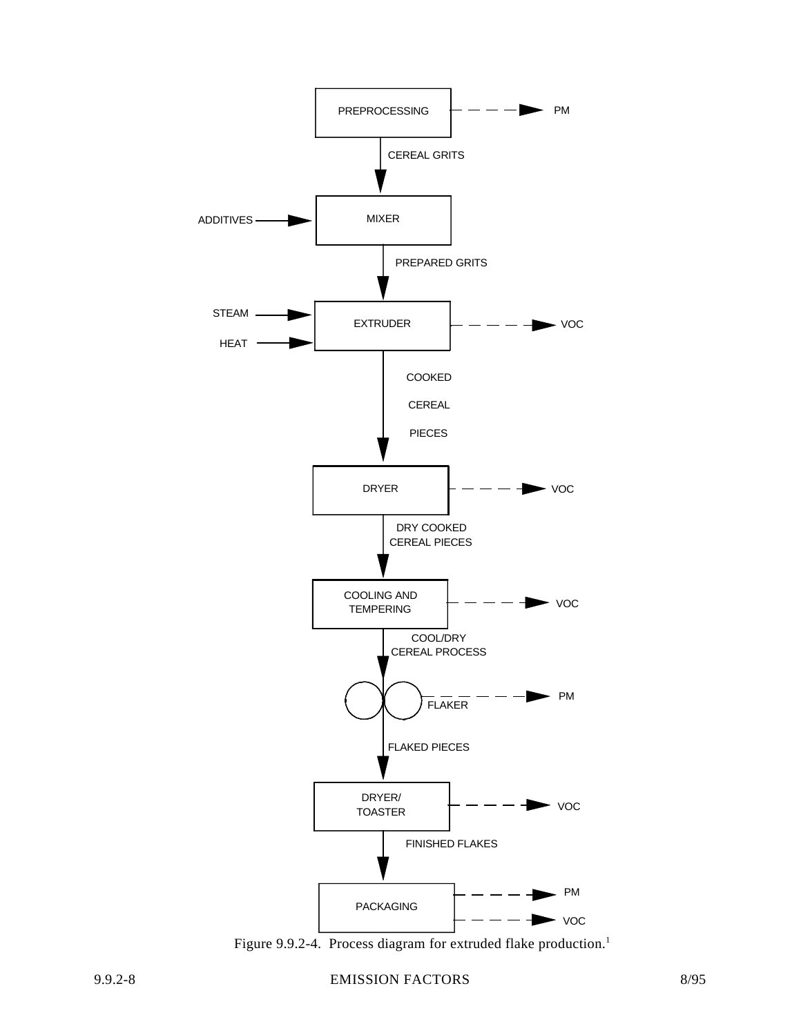PREPROCESSING → PM

CEREAL GRITS

ADDITIVES → MIXER

PREPARED GRITS

STEAM, HEAT → EXTRUDER → VOC

COOKED CEREAL PIECES

DRYER → VOC

DRY COOKED CEREAL PIECES

COOLING AND TEMPERING → VOC

COOL/DRY CEREAL PROCESS

FLAKER → PM

FLAKED PIECES

DRYER/ TOASTER → VOC

FINISHED FLAKES

PACKAGING → PM, VOC

Figure 9.9.2-4. Process diagram for extruded flake production.[1]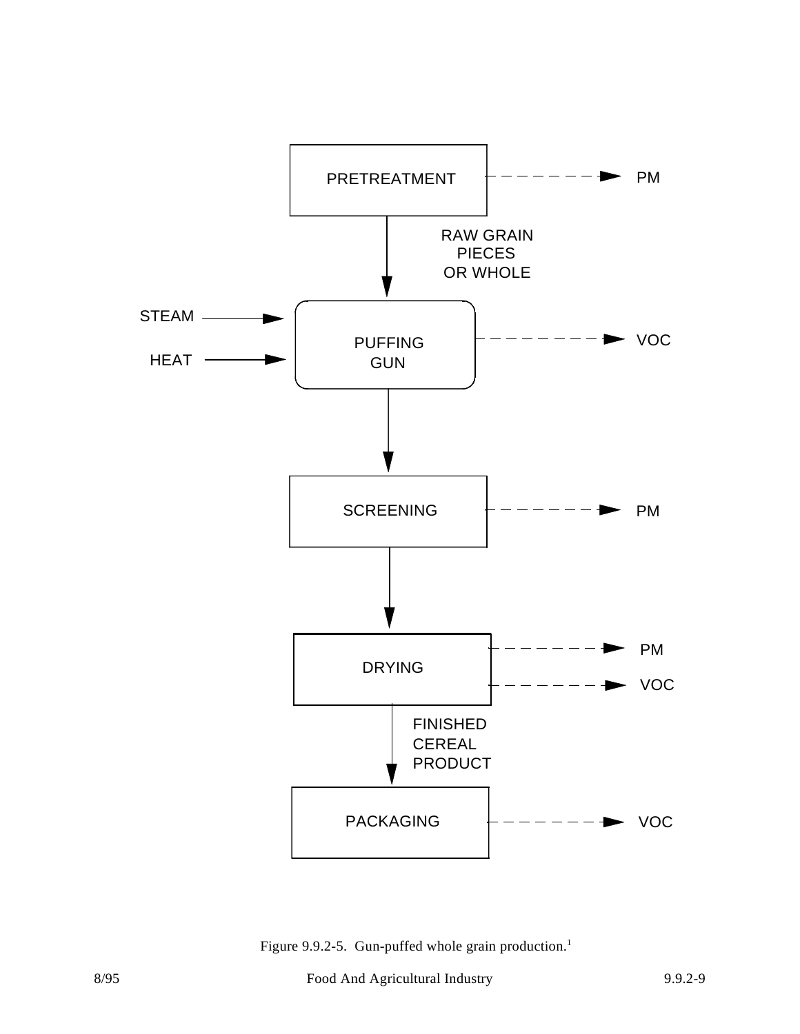PRETREATMENT → PM

RAW GRAIN PIECES OR WHOLE

STEAM → PUFFING GUN
HEAT → PUFFING GUN

PUFFING GUN → VOC

SCREENING → PM

DRYING → PM
DRYING → VOC

FINISHED CEREAL PRODUCT

PACKAGING → VOC

Figure 9.9.2-5. Gun-puffed whole grain production.[1]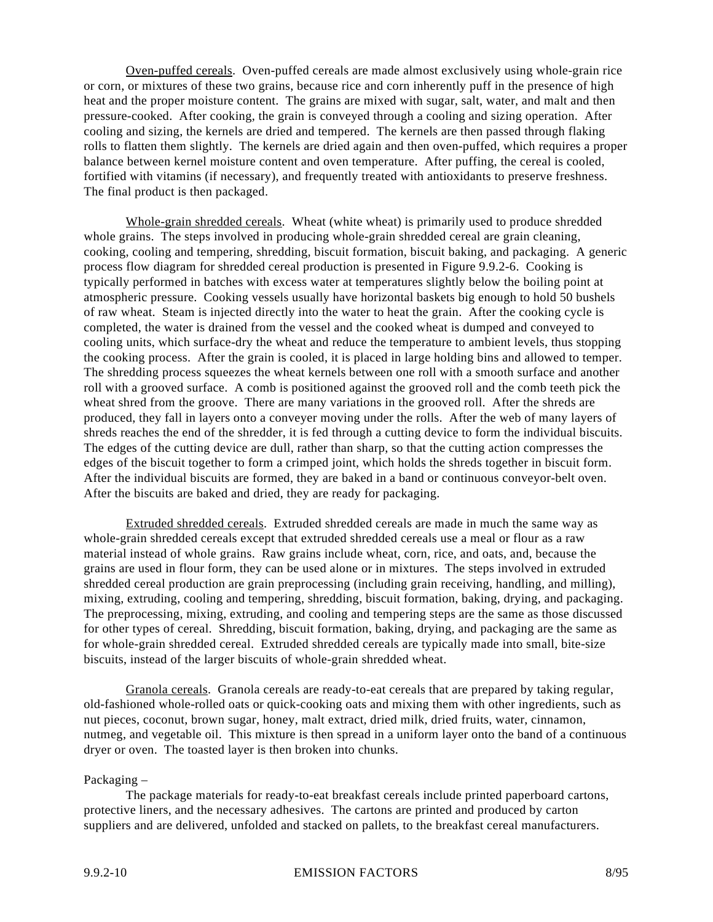Oven-puffed cereals. Oven-puffed cereals are made almost exclusively using whole-grain rice or corn, or mixtures of these two grains, because rice and corn inherently puff in the presence of high heat and the proper moisture content. The grains are mixed with sugar, salt, water, and malt and then pressure-cooked. After cooking, the grain is conveyed through a cooling and sizing operation. After cooling and sizing, the kernels are dried and tempered. The kernels are then passed through flaking rolls to flatten them slightly. The kernels are dried again and then oven-puffed, which requires a proper balance between kernel moisture content and oven temperature. After puffing, the cereal is cooled, fortified with vitamins (if necessary), and frequently treated with antioxidants to preserve freshness. The final product is then packaged.

Whole-grain shredded cereals. Wheat (white wheat) is primarily used to produce shredded whole grains. The steps involved in producing whole-grain shredded cereal are grain cleaning, cooking, cooling and tempering, shredding, biscuit formation, biscuit baking, and packaging. A generic process flow diagram for shredded cereal production is presented in Figure 9.9.2-6. Cooking is typically performed in batches with excess water at temperatures slightly below the boiling point at atmospheric pressure. Cooking vessels usually have horizontal baskets big enough to hold 50 bushels of raw wheat. Steam is injected directly into the water to heat the grain. After the cooking cycle is completed, the water is drained from the vessel and the cooked wheat is dumped and conveyed to cooling units, which surface-dry the wheat and reduce the temperature to ambient levels, thus stopping the cooking process. After the grain is cooled, it is placed in large holding bins and allowed to temper. The shredding process squeezes the wheat kernels between one roll with a smooth surface and another roll with a grooved surface. A comb is positioned against the grooved roll and the comb teeth pick the wheat shred from the groove. There are many variations in the grooved roll. After the shreds are produced, they fall in layers onto a conveyer moving under the rolls. After the web of many layers of shreds reaches the end of the shredder, it is fed through a cutting device to form the individual biscuits. The edges of the cutting device are dull, rather than sharp, so that the cutting action compresses the edges of the biscuit together to form a crimped joint, which holds the shreds together in biscuit form. After the individual biscuits are formed, they are baked in a band or continuous conveyor-belt oven. After the biscuits are baked and dried, they are ready for packaging.

Extruded shredded cereals. Extruded shredded cereals are made in much the same way as whole-grain shredded cereals except that extruded shredded cereals use a meal or flour as a raw material instead of whole grains. Raw grains include wheat, corn, rice, and oats, and, because the grains are used in flour form, they can be used alone or in mixtures. The steps involved in extruded shredded cereal production are grain preprocessing (including grain receiving, handling, and milling), mixing, extruding, cooling and tempering, shredding, biscuit formation, baking, drying, and packaging. The preprocessing, mixing, extruding, and cooling and tempering steps are the same as those discussed for other types of cereal. Shredding, biscuit formation, baking, drying, and packaging are the same as for whole-grain shredded cereal. Extruded shredded cereals are typically made into small, bite-size biscuits, instead of the larger biscuits of whole-grain shredded wheat.

Granola cereals. Granola cereals are ready-to-eat cereals that are prepared by taking regular, old-fashioned whole-rolled oats or quick-cooking oats and mixing them with other ingredients, such as nut pieces, coconut, brown sugar, honey, malt extract, dried milk, dried fruits, water, cinnamon, nutmeg, and vegetable oil. This mixture is then spread in a uniform layer onto the band of a continuous dryer or oven. The toasted layer is then broken into chunks.

Packaging –

The package materials for ready-to-eat breakfast cereals include printed paperboard cartons, protective liners, and the necessary adhesives. The cartons are printed and produced by carton suppliers and are delivered, unfolded and stacked on pallets, to the breakfast cereal manufacturers.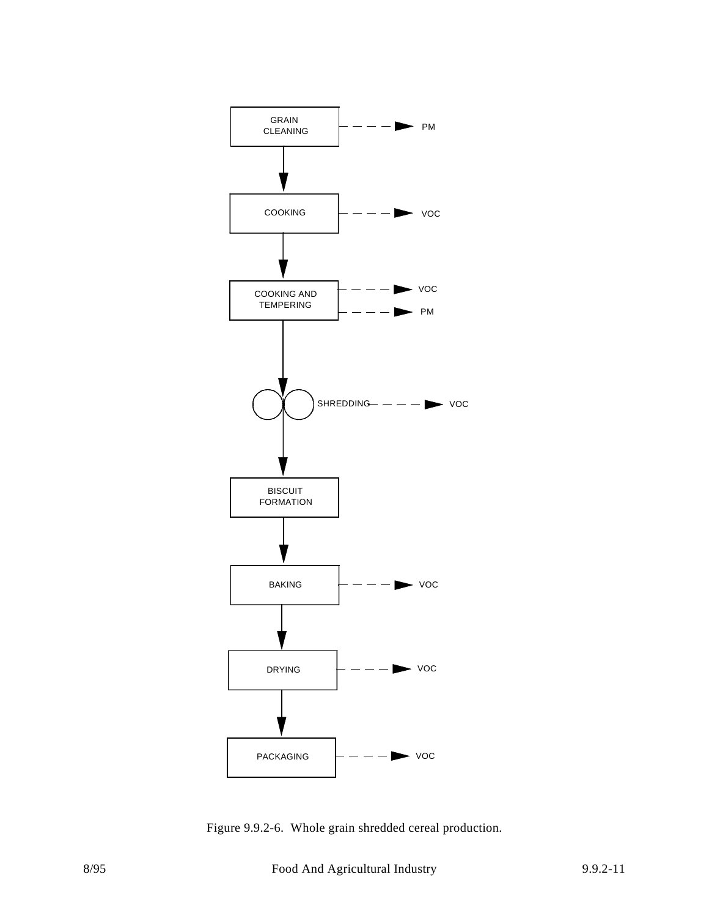GRAIN CLEANING → PM

↓

COOKING → VOC

↓

COOKING AND TEMPERING → VOC, PM

↓

SHREDDING → VOC

↓

BISCUIT FORMATION

↓

BAKING → VOC

↓

DRYING → VOC

↓

PACKAGING → VOC

Figure 9.9.2-6. Whole grain shredded cereal production.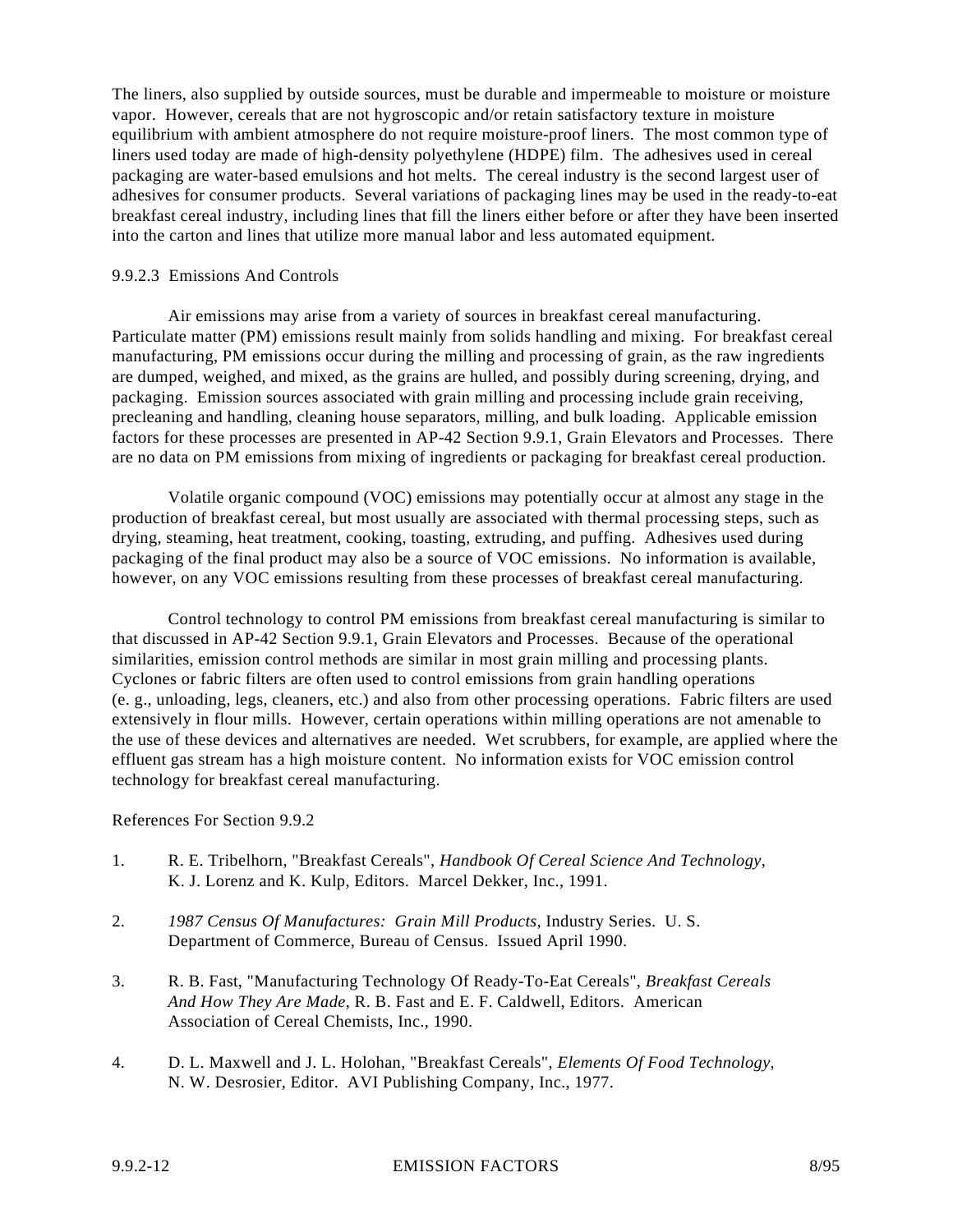The liners, also supplied by outside sources, must be durable and impermeable to moisture or moisture vapor. However, cereals that are not hygroscopic and/or retain satisfactory texture in moisture equilibrium with ambient atmosphere do not require moisture-proof liners. The most common type of liners used today are made of high-density polyethylene (HDPE) film. The adhesives used in cereal packaging are water-based emulsions and hot melts. The cereal industry is the second largest user of adhesives for consumer products. Several variations of packaging lines may be used in the ready-to-eat breakfast cereal industry, including lines that fill the liners either before or after they have been inserted into the carton and lines that utilize more manual labor and less automated equipment.

### 9.9.2.3 Emissions And Controls

Air emissions may arise from a variety of sources in breakfast cereal manufacturing. Particulate matter (PM) emissions result mainly from solids handling and mixing. For breakfast cereal manufacturing, PM emissions occur during the milling and processing of grain, as the raw ingredients are dumped, weighed, and mixed, as the grains are hulled, and possibly during screening, drying, and packaging. Emission sources associated with grain milling and processing include grain receiving, precleaning and handling, cleaning house separators, milling, and bulk loading. Applicable emission factors for these processes are presented in AP-42 Section 9.9.1, Grain Elevators and Processes. There are no data on PM emissions from mixing of ingredients or packaging for breakfast cereal production.

Volatile organic compound (VOC) emissions may potentially occur at almost any stage in the production of breakfast cereal, but most usually are associated with thermal processing steps, such as drying, steaming, heat treatment, cooking, toasting, extruding, and puffing. Adhesives used during packaging of the final product may also be a source of VOC emissions. No information is available, however, on any VOC emissions resulting from these processes of breakfast cereal manufacturing.

Control technology to control PM emissions from breakfast cereal manufacturing is similar to that discussed in AP-42 Section 9.9.1, Grain Elevators and Processes. Because of the operational similarities, emission control methods are similar in most grain milling and processing plants. Cyclones or fabric filters are often used to control emissions from grain handling operations (e. g., unloading, legs, cleaners, etc.) and also from other processing operations. Fabric filters are used extensively in flour mills. However, certain operations within milling operations are not amenable to the use of these devices and alternatives are needed. Wet scrubbers, for example, are applied where the effluent gas stream has a high moisture content. No information exists for VOC emission control technology for breakfast cereal manufacturing.

### References For Section 9.9.2

1. R. E. Tribelhorn, "Breakfast Cereals", *Handbook Of Cereal Science And Technology*, K. J. Lorenz and K. Kulp, Editors. Marcel Dekker, Inc., 1991.

2. *1987 Census Of Manufactures: Grain Mill Products*, Industry Series. U. S. Department of Commerce, Bureau of Census. Issued April 1990.

3. R. B. Fast, "Manufacturing Technology Of Ready-To-Eat Cereals", *Breakfast Cereals And How They Are Made*, R. B. Fast and E. F. Caldwell, Editors. American Association of Cereal Chemists, Inc., 1990.

4. D. L. Maxwell and J. L. Holohan, "Breakfast Cereals", *Elements Of Food Technology*, N. W. Desrosier, Editor. AVI Publishing Company, Inc., 1977.